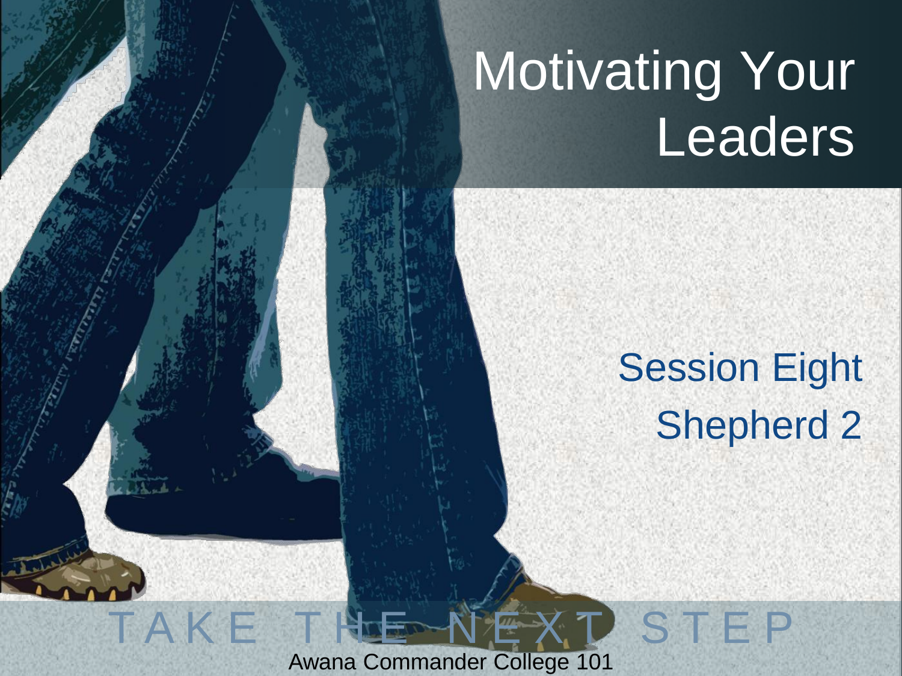# Motivating Your Leaders

## Session Eight
## Shepherd 2

TAKE THE NEXT STEP

Awana Commander College 101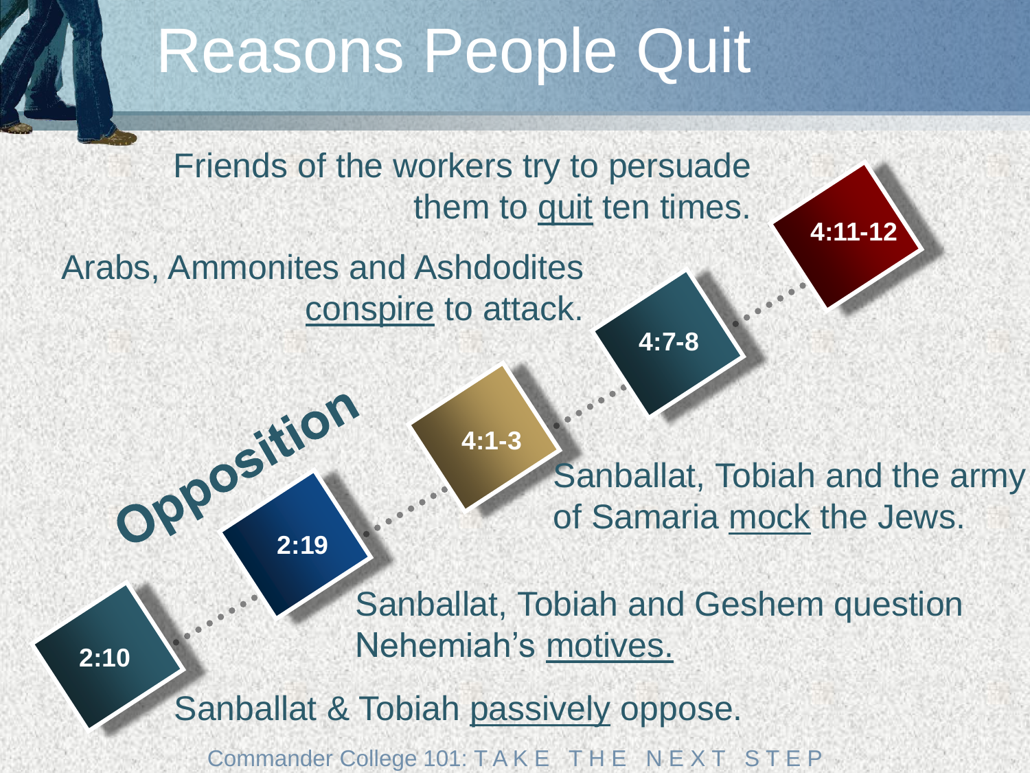# Reasons People Quit

**Opposition**

- **2:10** — Sanballat & Tobiah passively oppose.
- **2:19** — Sanballat, Tobiah and Geshem question Nehemiah's motives.
- **4:1-3** — Sanballat, Tobiah and the army of Samaria mock the Jews.
- **4:7-8** — Arabs, Ammonites and Ashdodites conspire to attack.
- **4:11-12** — Friends of the workers try to persuade them to quit ten times.

Commander College 101: TAKE THE NEXT STEP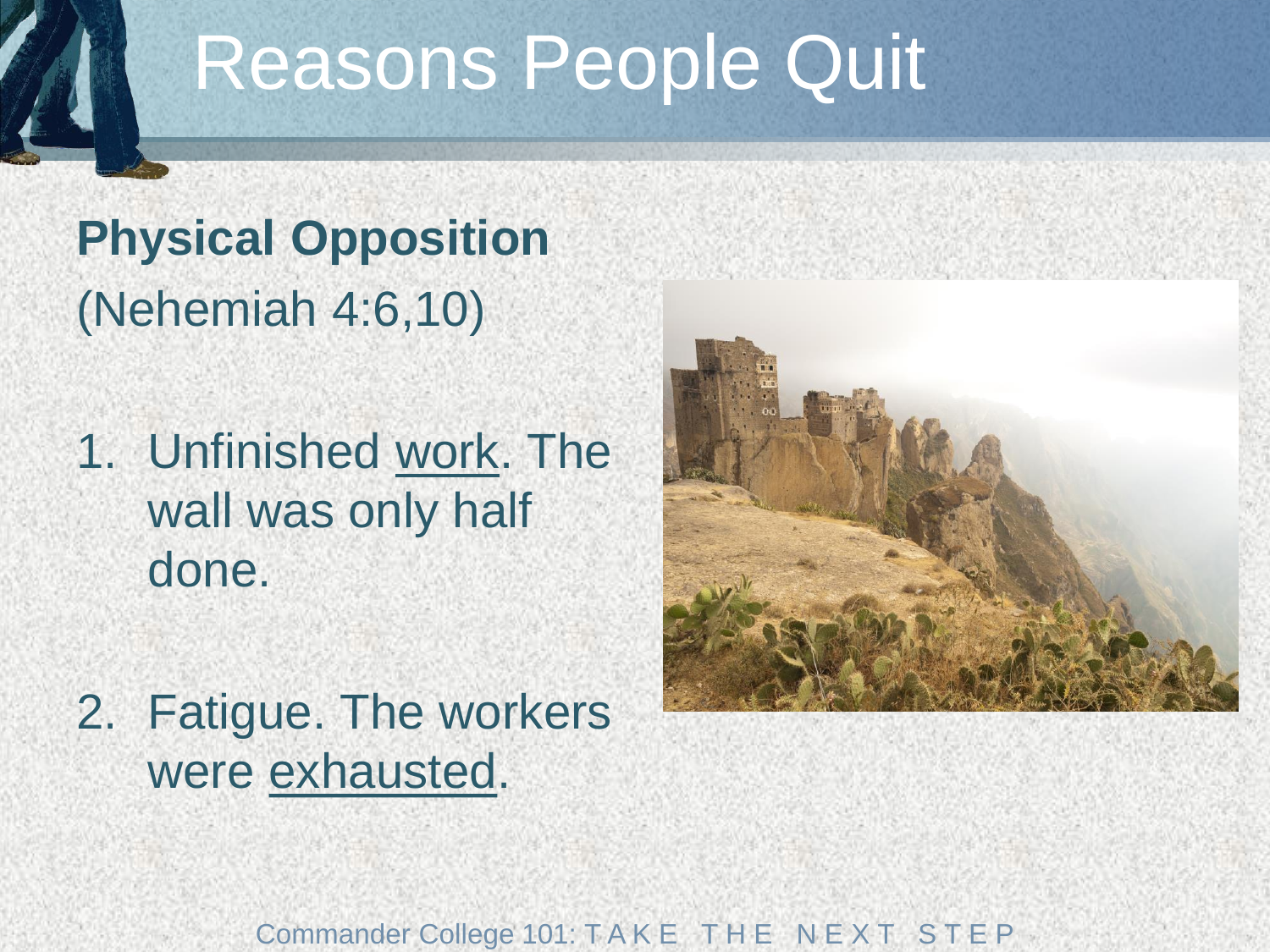# Reasons People Quit

**Physical Opposition**
(Nehemiah 4:6,10)

1. Unfinished work. The wall was only half done.

2. Fatigue. The workers were exhausted.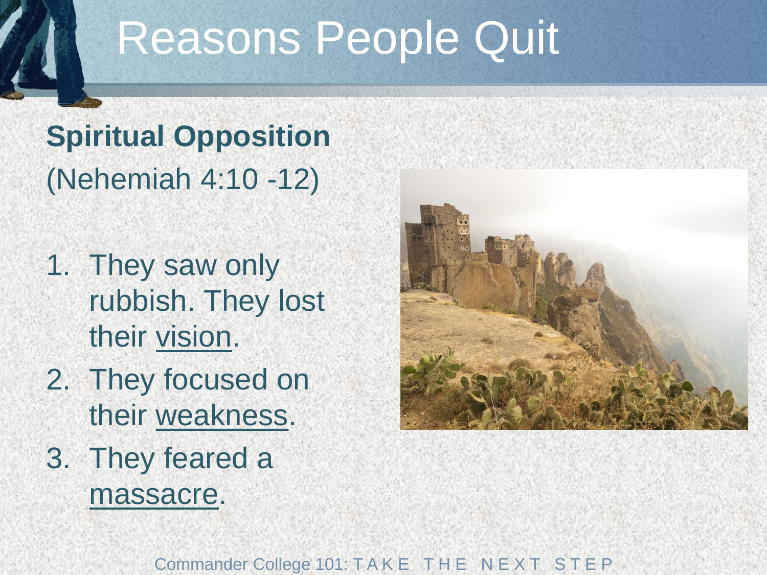# Reasons People Quit

**Spiritual Opposition**
(Nehemiah 4:10 -12)

1. They saw only rubbish. They lost their vision.
2. They focused on their weakness.
3. They feared a massacre.

Commander College 101: TAKE THE NEXT STEP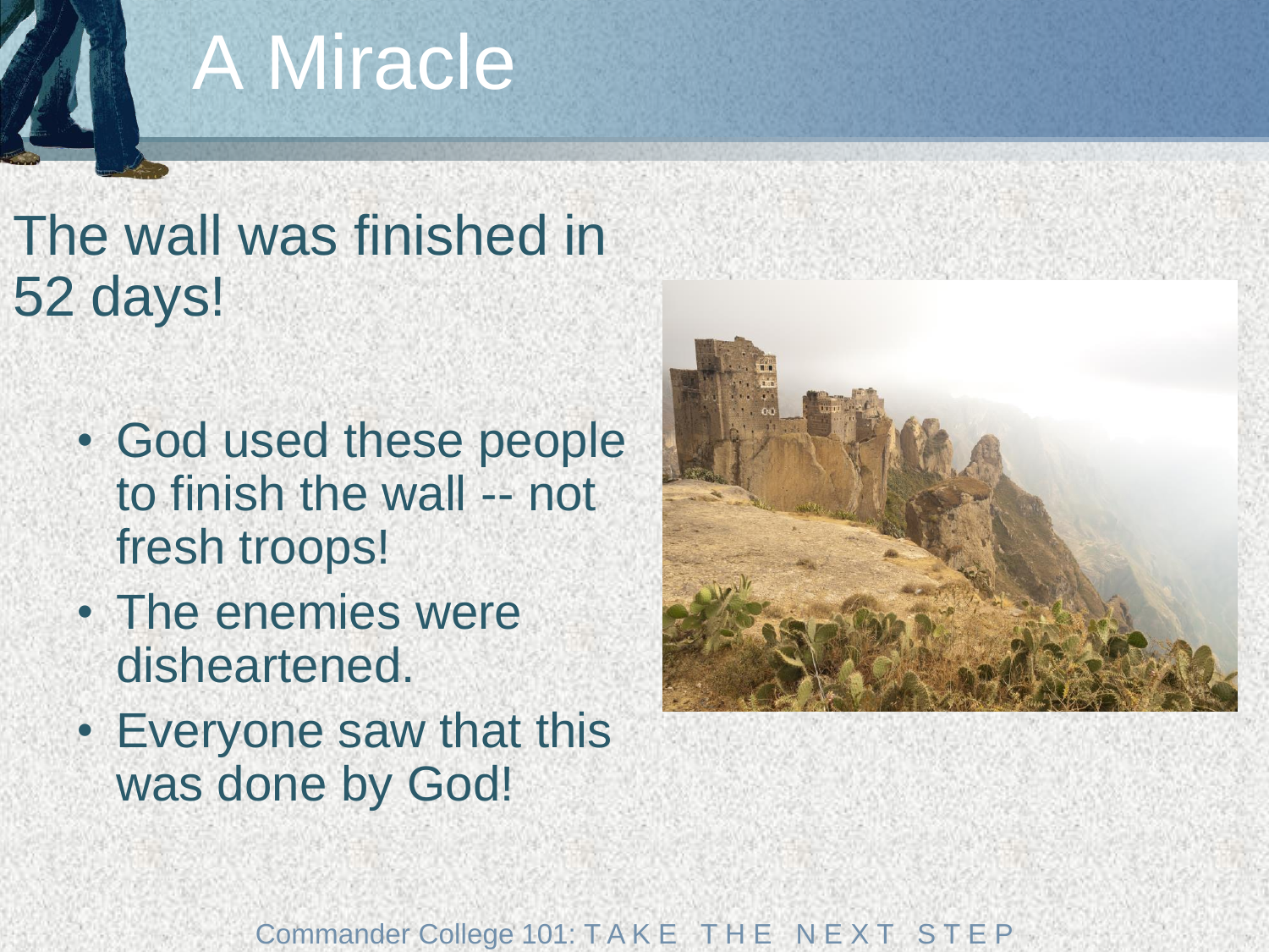# A Miracle

The wall was finished in 52 days!

- God used these people to finish the wall -- not fresh troops!
- The enemies were disheartened.
- Everyone saw that this was done by God!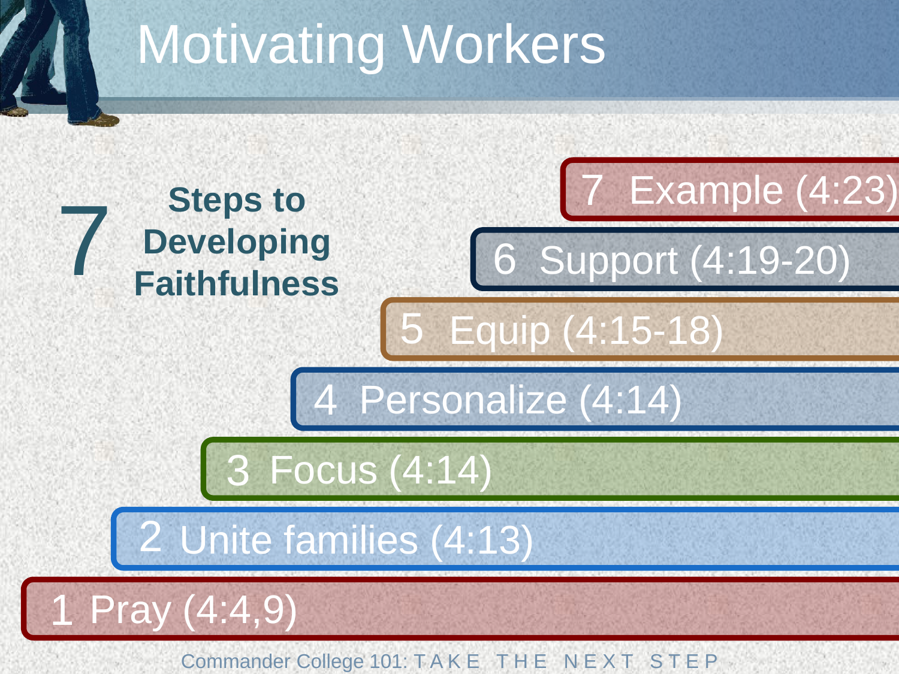# Motivating Workers

## 7 Steps to Developing Faithfulness

7 Example (4:23)

6 Support (4:19-20)

5 Equip (4:15-18)

4 Personalize (4:14)

3 Focus (4:14)

2 Unite families (4:13)

1 Pray (4:4,9)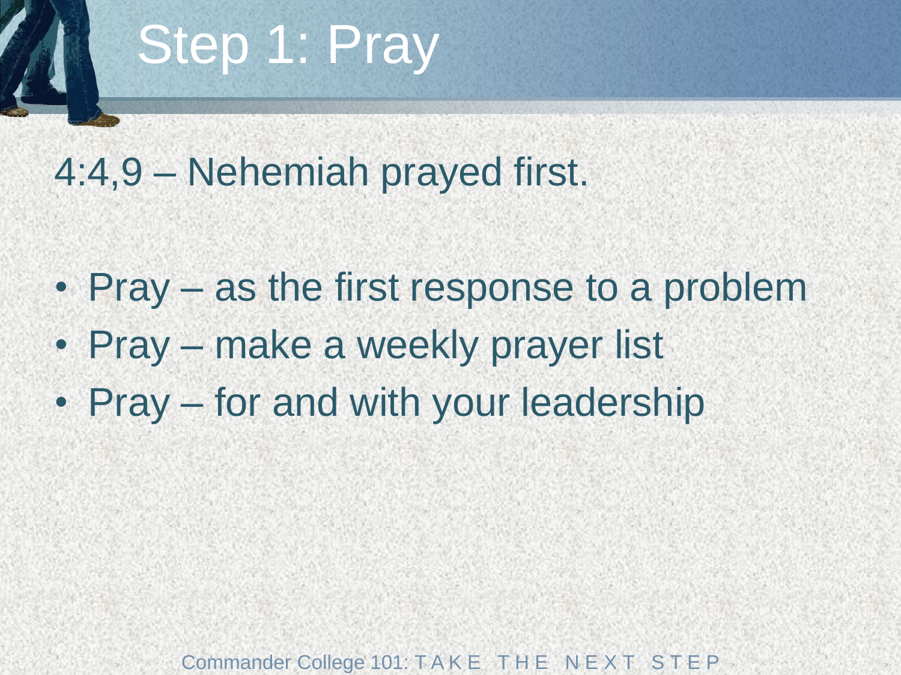# Step 1: Pray

4:4,9 – Nehemiah prayed first.

- Pray – as the first response to a problem
- Pray – make a weekly prayer list
- Pray – for and with your leadership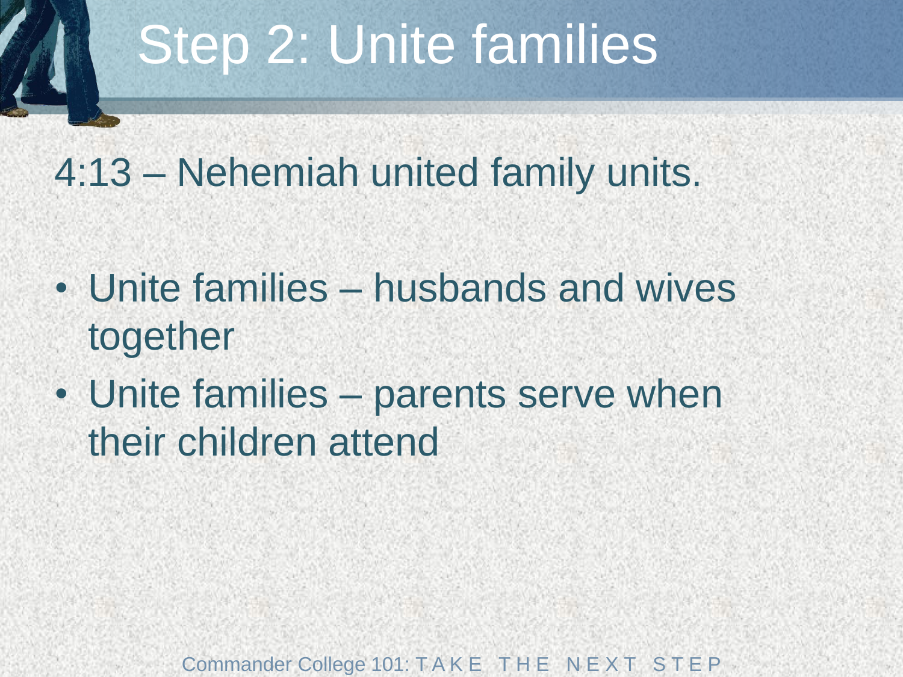# Step 2: Unite families

4:13 – Nehemiah united family units.

- Unite families – husbands and wives together
- Unite families – parents serve when their children attend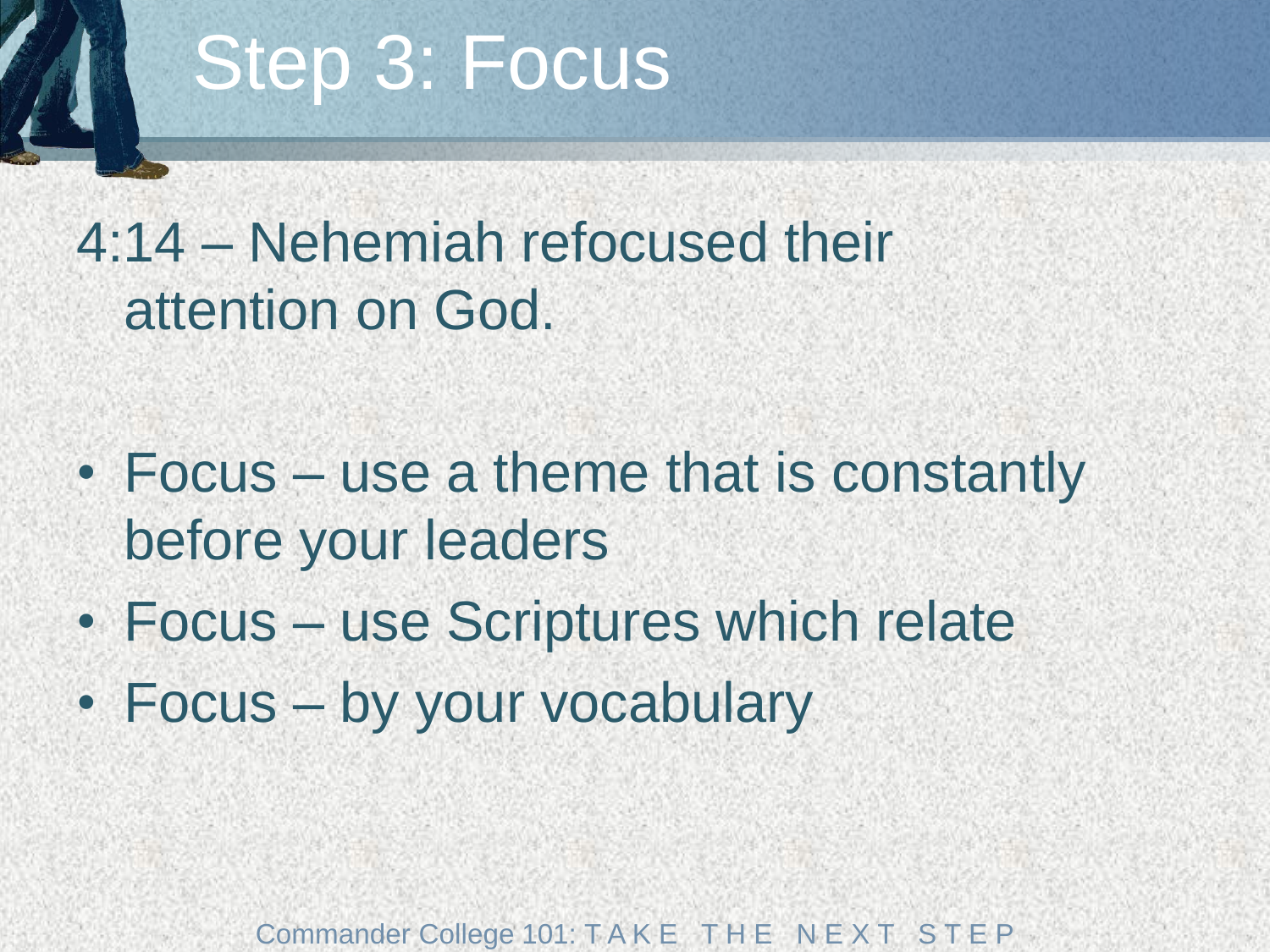# Step 3: Focus

4:14 – Nehemiah refocused their attention on God.

- Focus – use a theme that is constantly before your leaders
- Focus – use Scriptures which relate
- Focus – by your vocabulary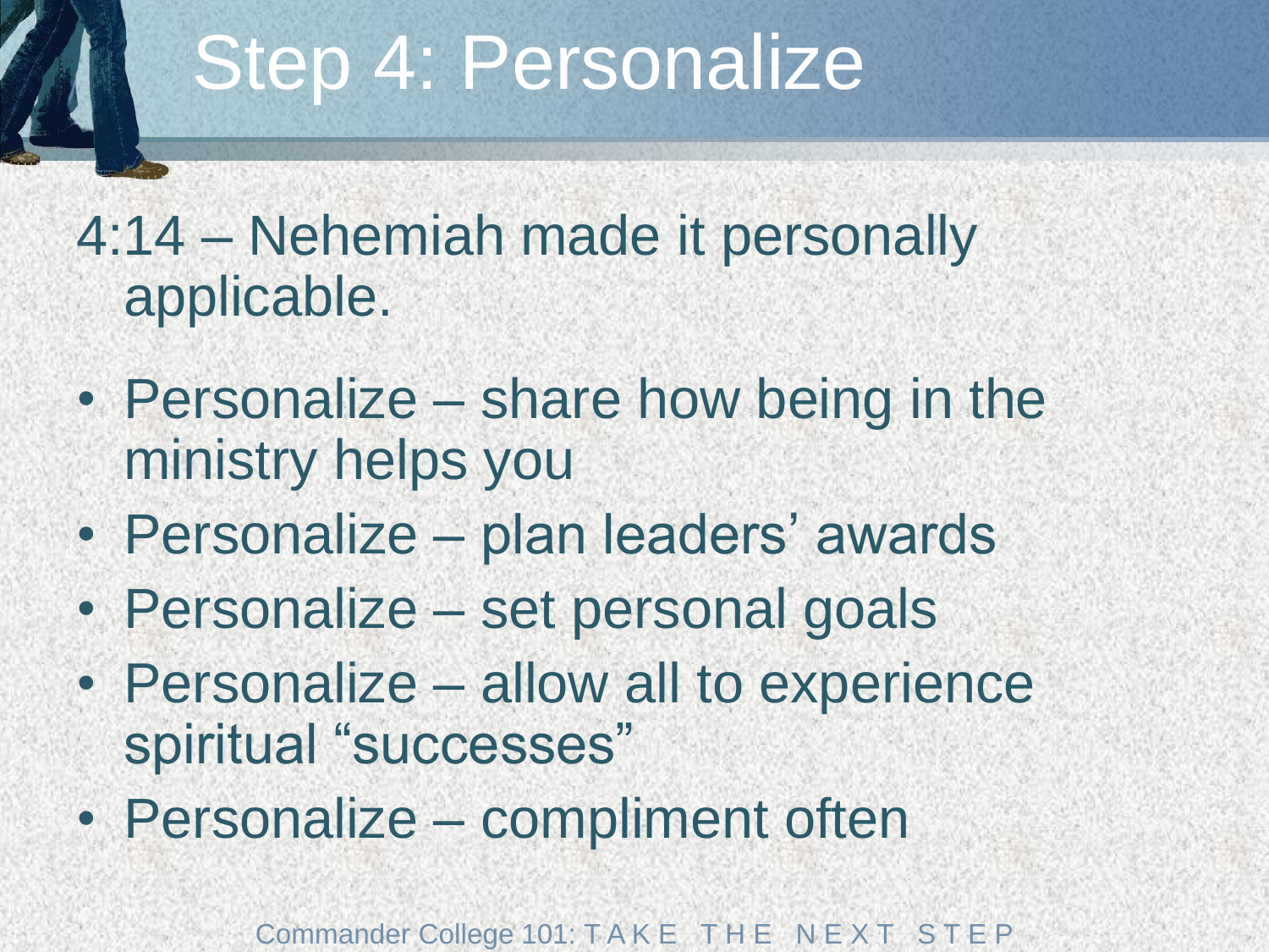# Step 4: Personalize

4:14 – Nehemiah made it personally applicable.

- Personalize – share how being in the ministry helps you
- Personalize – plan leaders' awards
- Personalize – set personal goals
- Personalize – allow all to experience spiritual "successes"
- Personalize – compliment often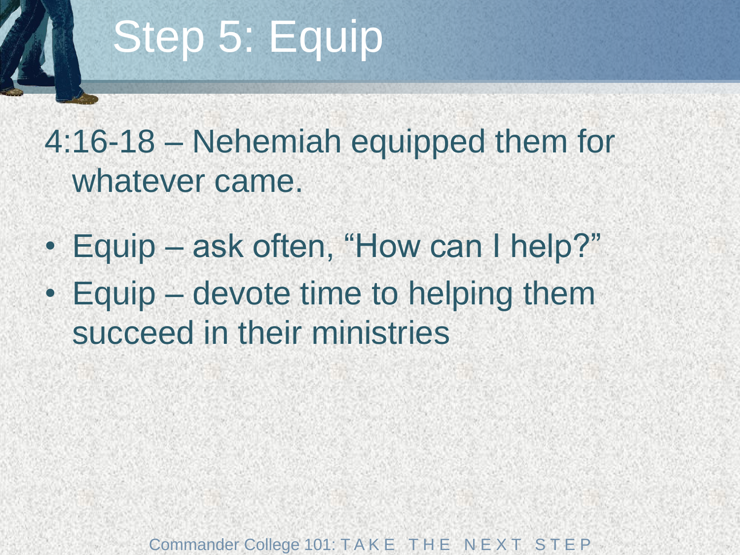# Step 5: Equip

4:16-18 – Nehemiah equipped them for whatever came.

- Equip – ask often, “How can I help?”
- Equip – devote time to helping them succeed in their ministries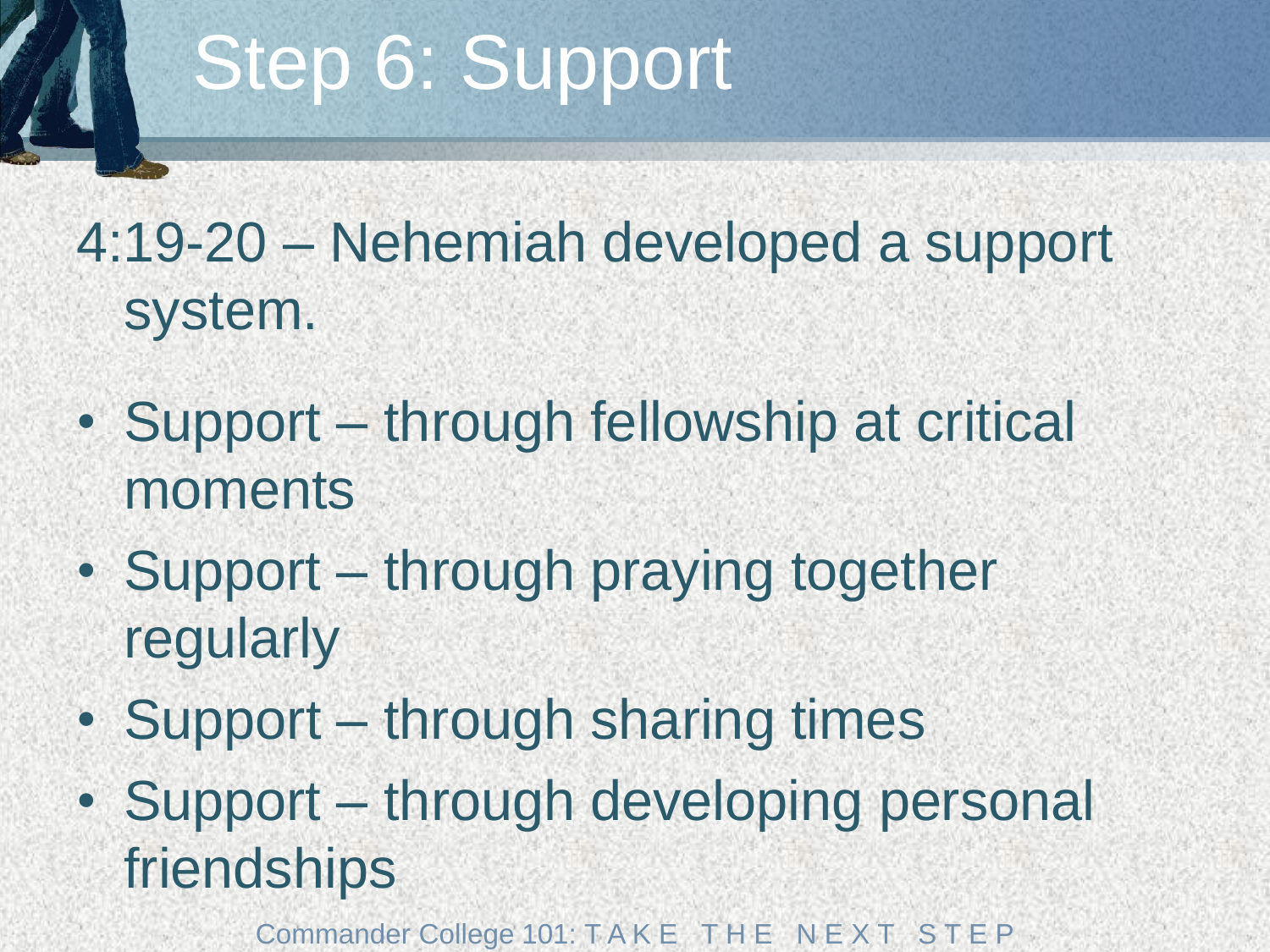# Step 6: Support

4:19-20 – Nehemiah developed a support system.

- Support – through fellowship at critical moments
- Support – through praying together regularly
- Support – through sharing times
- Support – through developing personal friendships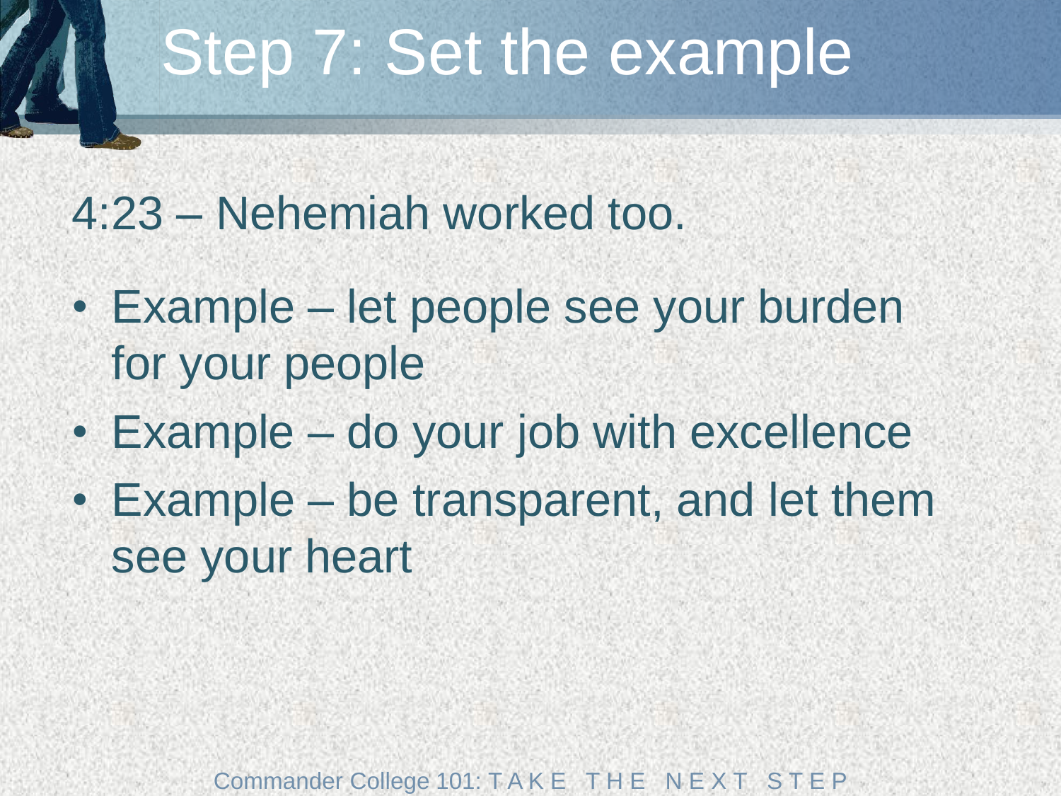# Step 7: Set the example

4:23 – Nehemiah worked too.

- Example – let people see your burden for your people
- Example – do your job with excellence
- Example – be transparent, and let them see your heart